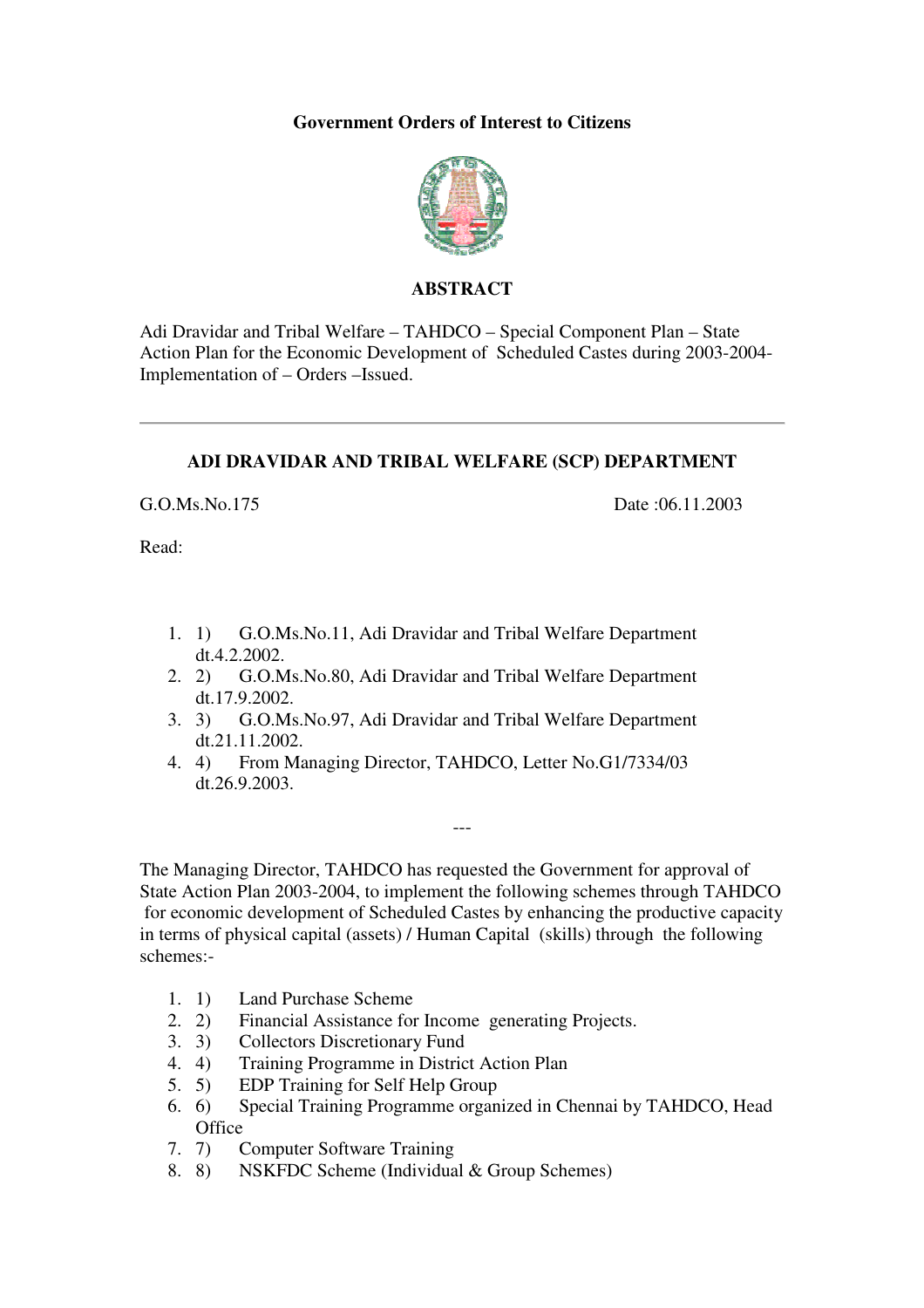**Government Orders of Interest to Citizens**

## ABSTRACT

Adi Dravidar and Tribal Welfare – TAHDCO – Special Component Plan – State Action Plan for the Economic Development of Scheduled Castes during 2003-2004- Implementation of – Orders –Issued.

---

### ADI DRAVIDAR AND TRIBAL WELFARE (SCP) DEPARTMENT

G.O.Ms.No.175 Date :06.11.2003

Read:

1. 1) G.O.Ms.No.11, Adi Dravidar and Tribal Welfare Department dt.4.2.2002.
2. 2) G.O.Ms.No.80, Adi Dravidar and Tribal Welfare Department dt.17.9.2002.
3. 3) G.O.Ms.No.97, Adi Dravidar and Tribal Welfare Department dt.21.11.2002.
4. 4) From Managing Director, TAHDCO, Letter No.G1/7334/03 dt.26.9.2003.

---

The Managing Director, TAHDCO has requested the Government for approval of State Action Plan 2003-2004, to implement the following schemes through TAHDCO for economic development of Scheduled Castes by enhancing the productive capacity in terms of physical capital (assets) / Human Capital (skills) through the following schemes:-

1. 1) Land Purchase Scheme
2. 2) Financial Assistance for Income generating Projects.
3. 3) Collectors Discretionary Fund
4. 4) Training Programme in District Action Plan
5. 5) EDP Training for Self Help Group
6. 6) Special Training Programme organized in Chennai by TAHDCO, Head Office
7. 7) Computer Software Training
8. 8) NSKFDC Scheme (Individual & Group Schemes)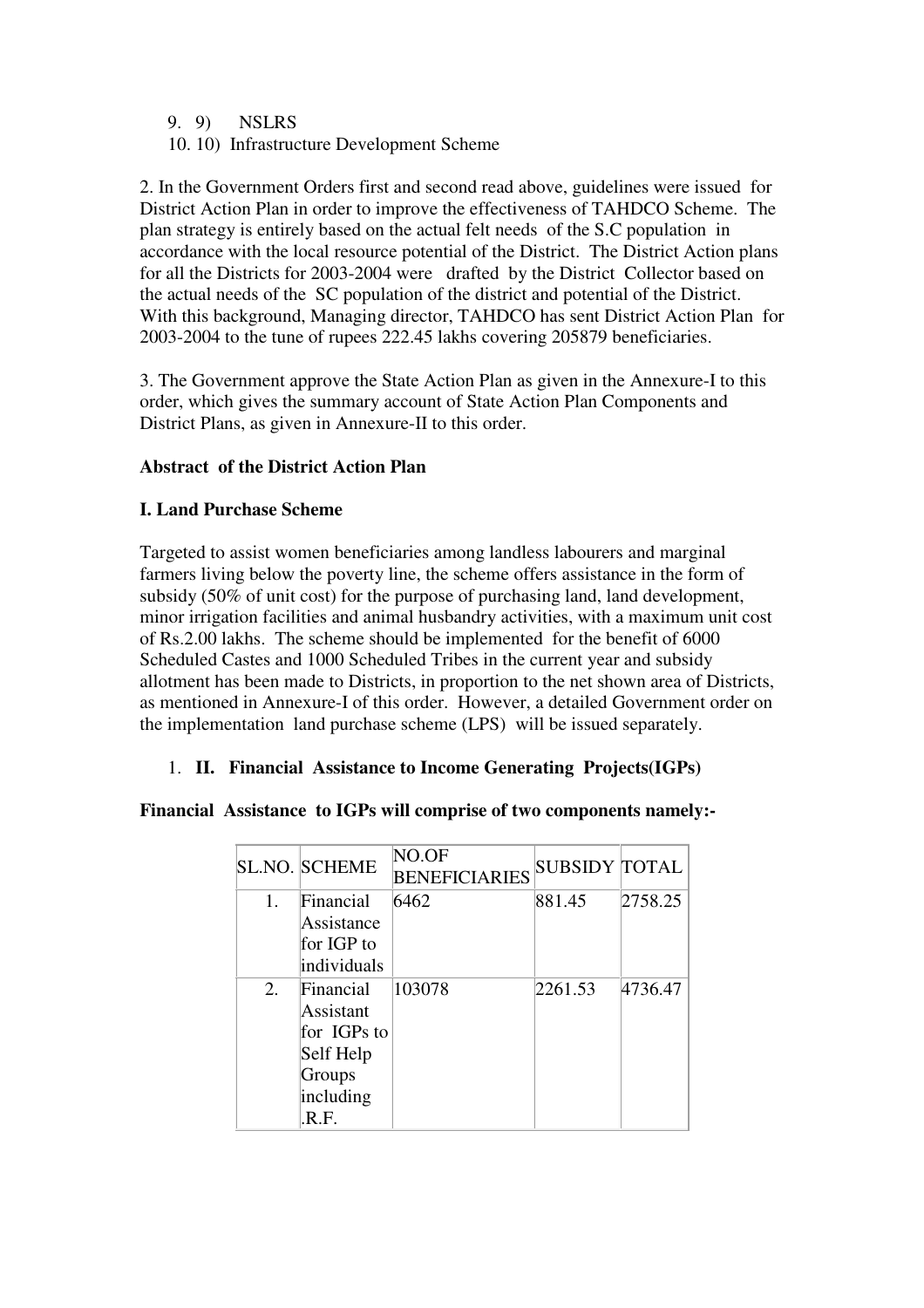9. 9) NSLRS
10. 10) Infrastructure Development Scheme

2. In the Government Orders first and second read above, guidelines were issued for District Action Plan in order to improve the effectiveness of TAHDCO Scheme. The plan strategy is entirely based on the actual felt needs of the S.C population in accordance with the local resource potential of the District. The District Action plans for all the Districts for 2003-2004 were drafted by the District Collector based on the actual needs of the SC population of the district and potential of the District. With this background, Managing director, TAHDCO has sent District Action Plan for 2003-2004 to the tune of rupees 222.45 lakhs covering 205879 beneficiaries.

3. The Government approve the State Action Plan as given in the Annexure-I to this order, which gives the summary account of State Action Plan Components and District Plans, as given in Annexure-II to this order.

**Abstract of the District Action Plan**

**I. Land Purchase Scheme**

Targeted to assist women beneficiaries among landless labourers and marginal farmers living below the poverty line, the scheme offers assistance in the form of subsidy (50% of unit cost) for the purpose of purchasing land, land development, minor irrigation facilities and animal husbandry activities, with a maximum unit cost of Rs.2.00 lakhs. The scheme should be implemented for the benefit of 6000 Scheduled Castes and 1000 Scheduled Tribes in the current year and subsidy allotment has been made to Districts, in proportion to the net shown area of Districts, as mentioned in Annexure-I of this order. However, a detailed Government order on the implementation land purchase scheme (LPS) will be issued separately.

1. **II. Financial Assistance to Income Generating Projects(IGPs)**

**Financial Assistance to IGPs will comprise of two components namely:-**

| SL.NO. | SCHEME | NO.OF BENEFICIARIES | SUBSIDY | TOTAL |
|---|---|---|---|---|
| 1. | Financial Assistance for IGP to individuals | 6462 | 881.45 | 2758.25 |
| 2. | Financial Assistant for IGPs to Self Help Groups including .R.F. | 103078 | 2261.53 | 4736.47 |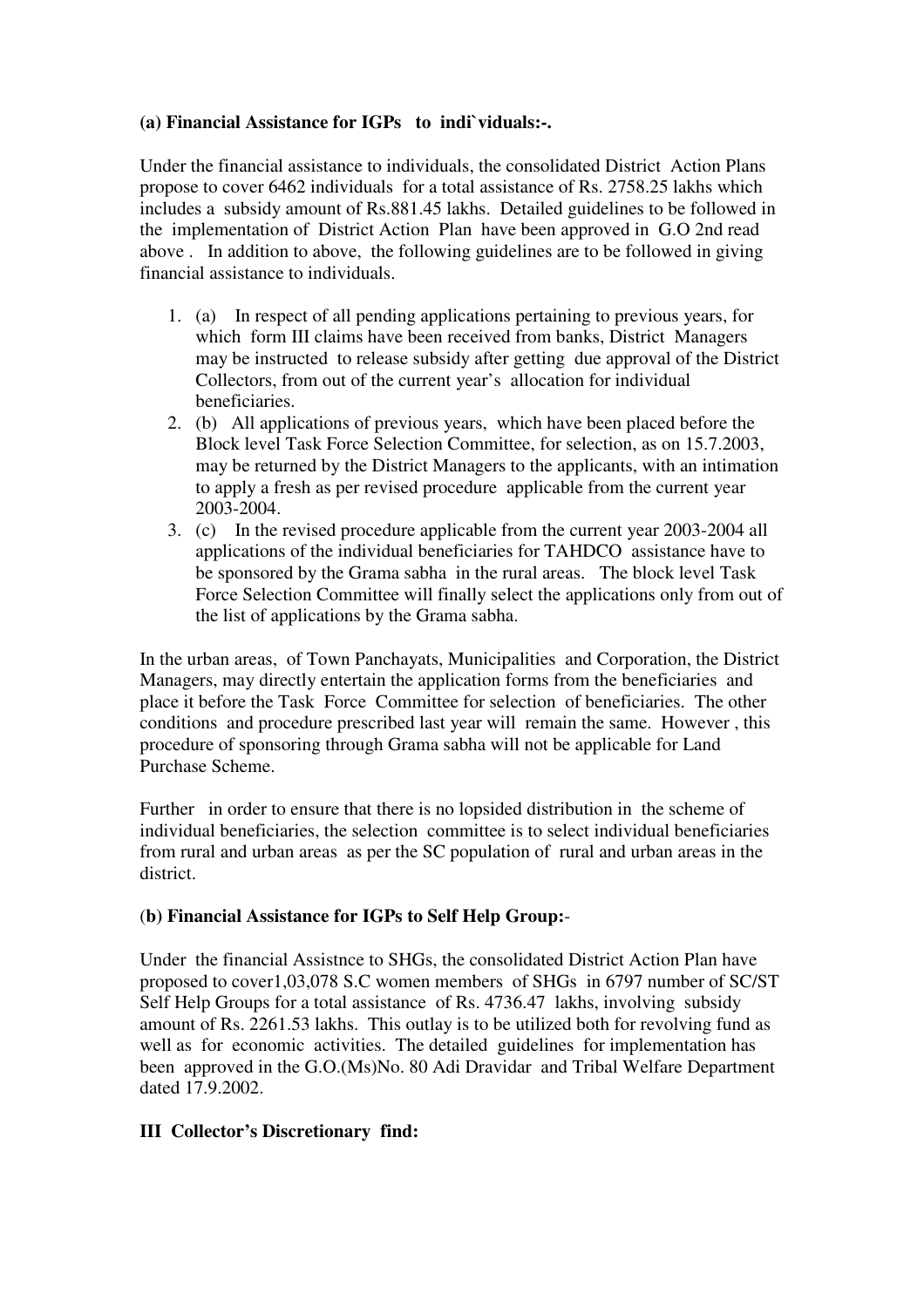**(a) Financial Assistance for IGPs to indi`viduals:-.**

Under the financial assistance to individuals, the consolidated District Action Plans propose to cover 6462 individuals for a total assistance of Rs. 2758.25 lakhs which includes a subsidy amount of Rs.881.45 lakhs. Detailed guidelines to be followed in the implementation of District Action Plan have been approved in G.O 2nd read above . In addition to above, the following guidelines are to be followed in giving financial assistance to individuals.

1. (a) In respect of all pending applications pertaining to previous years, for which form III claims have been received from banks, District Managers may be instructed to release subsidy after getting due approval of the District Collectors, from out of the current year's allocation for individual beneficiaries.
2. (b) All applications of previous years, which have been placed before the Block level Task Force Selection Committee, for selection, as on 15.7.2003, may be returned by the District Managers to the applicants, with an intimation to apply a fresh as per revised procedure applicable from the current year 2003-2004.
3. (c) In the revised procedure applicable from the current year 2003-2004 all applications of the individual beneficiaries for TAHDCO assistance have to be sponsored by the Grama sabha in the rural areas. The block level Task Force Selection Committee will finally select the applications only from out of the list of applications by the Grama sabha.

In the urban areas, of Town Panchayats, Municipalities and Corporation, the District Managers, may directly entertain the application forms from the beneficiaries and place it before the Task Force Committee for selection of beneficiaries. The other conditions and procedure prescribed last year will remain the same. However , this procedure of sponsoring through Grama sabha will not be applicable for Land Purchase Scheme.

Further in order to ensure that there is no lopsided distribution in the scheme of individual beneficiaries, the selection committee is to select individual beneficiaries from rural and urban areas as per the SC population of rural and urban areas in the district.

(**b) Financial Assistance for IGPs to Self Help Group:**-

Under the financial Assistnce to SHGs, the consolidated District Action Plan have proposed to cover1,03,078 S.C women members of SHGs in 6797 number of SC/ST Self Help Groups for a total assistance of Rs. 4736.47 lakhs, involving subsidy amount of Rs. 2261.53 lakhs. This outlay is to be utilized both for revolving fund as well as for economic activities. The detailed guidelines for implementation has been approved in the G.O.(Ms)No. 80 Adi Dravidar and Tribal Welfare Department dated 17.9.2002.

**III Collector's Discretionary find:**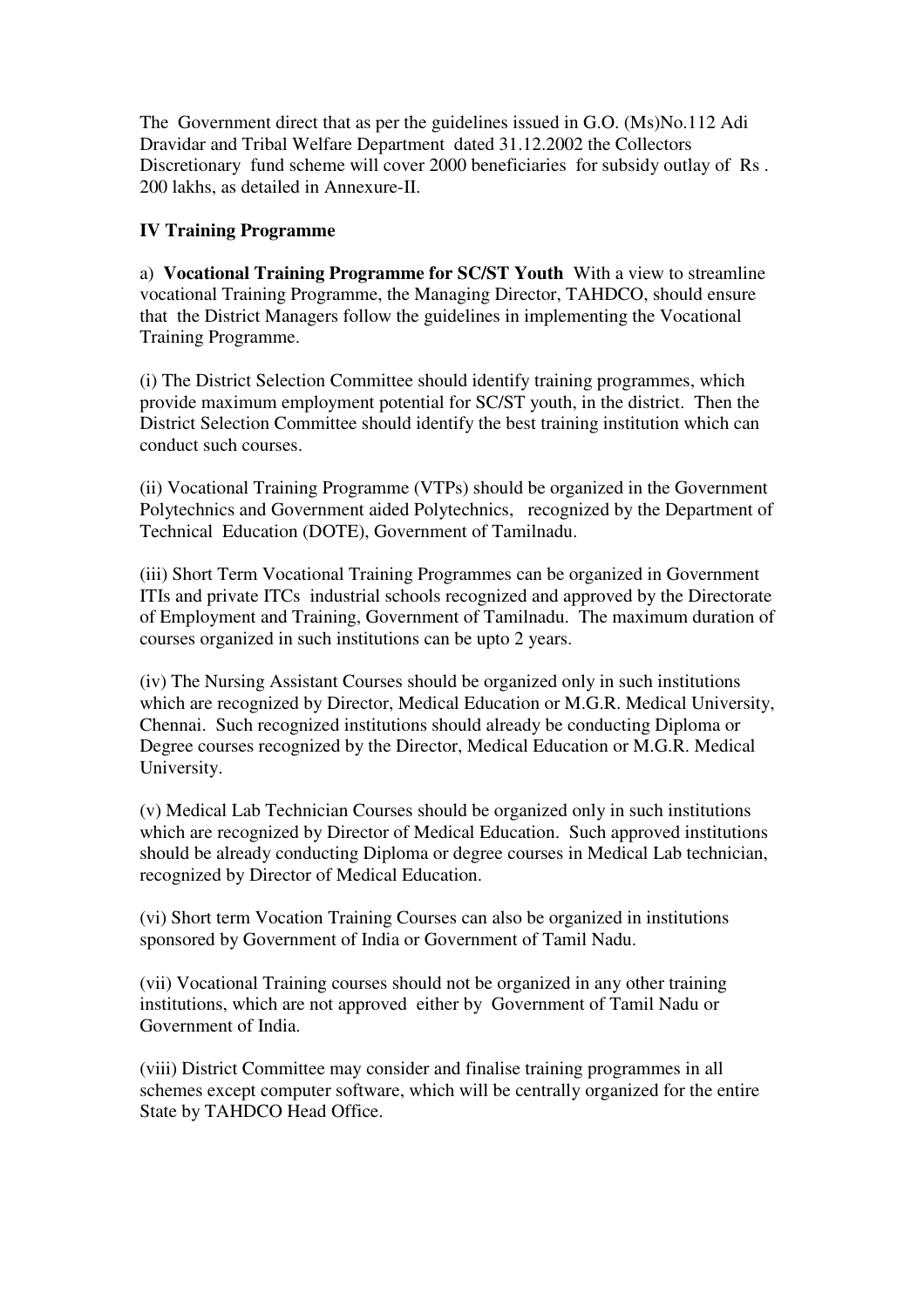The Government direct that as per the guidelines issued in G.O. (Ms)No.112 Adi Dravidar and Tribal Welfare Department dated 31.12.2002 the Collectors Discretionary fund scheme will cover 2000 beneficiaries for subsidy outlay of Rs . 200 lakhs, as detailed in Annexure-II.

## IV Training Programme

a) **Vocational Training Programme for SC/ST Youth** With a view to streamline vocational Training Programme, the Managing Director, TAHDCO, should ensure that the District Managers follow the guidelines in implementing the Vocational Training Programme.

(i) The District Selection Committee should identify training programmes, which provide maximum employment potential for SC/ST youth, in the district. Then the District Selection Committee should identify the best training institution which can conduct such courses.

(ii) Vocational Training Programme (VTPs) should be organized in the Government Polytechnics and Government aided Polytechnics, recognized by the Department of Technical Education (DOTE), Government of Tamilnadu.

(iii) Short Term Vocational Training Programmes can be organized in Government ITIs and private ITCs industrial schools recognized and approved by the Directorate of Employment and Training, Government of Tamilnadu. The maximum duration of courses organized in such institutions can be upto 2 years.

(iv) The Nursing Assistant Courses should be organized only in such institutions which are recognized by Director, Medical Education or M.G.R. Medical University, Chennai. Such recognized institutions should already be conducting Diploma or Degree courses recognized by the Director, Medical Education or M.G.R. Medical University.

(v) Medical Lab Technician Courses should be organized only in such institutions which are recognized by Director of Medical Education. Such approved institutions should be already conducting Diploma or degree courses in Medical Lab technician, recognized by Director of Medical Education.

(vi) Short term Vocation Training Courses can also be organized in institutions sponsored by Government of India or Government of Tamil Nadu.

(vii) Vocational Training courses should not be organized in any other training institutions, which are not approved either by Government of Tamil Nadu or Government of India.

(viii) District Committee may consider and finalise training programmes in all schemes except computer software, which will be centrally organized for the entire State by TAHDCO Head Office.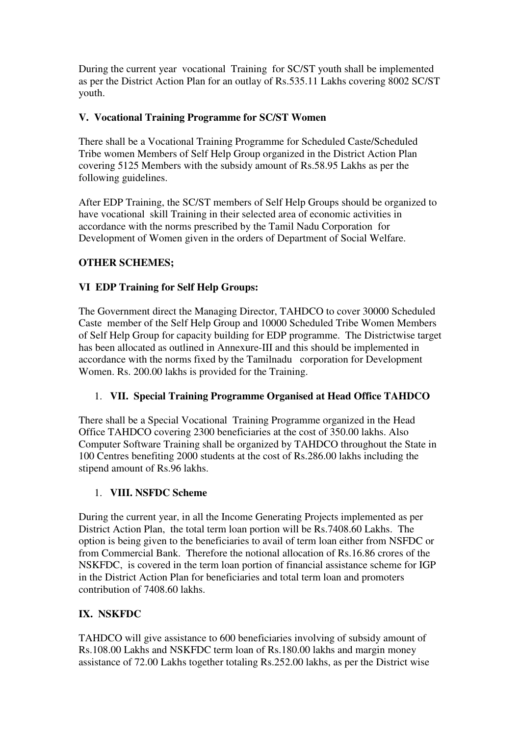During the current year vocational Training for SC/ST youth shall be implemented as per the District Action Plan for an outlay of Rs.535.11 Lakhs covering 8002 SC/ST youth.

### V. Vocational Training Programme for SC/ST Women

There shall be a Vocational Training Programme for Scheduled Caste/Scheduled Tribe women Members of Self Help Group organized in the District Action Plan covering 5125 Members with the subsidy amount of Rs.58.95 Lakhs as per the following guidelines.

After EDP Training, the SC/ST members of Self Help Groups should be organized to have vocational skill Training in their selected area of economic activities in accordance with the norms prescribed by the Tamil Nadu Corporation for Development of Women given in the orders of Department of Social Welfare.

### OTHER SCHEMES;

### VI EDP Training for Self Help Groups:

The Government direct the Managing Director, TAHDCO to cover 30000 Scheduled Caste member of the Self Help Group and 10000 Scheduled Tribe Women Members of Self Help Group for capacity building for EDP programme. The Districtwise target has been allocated as outlined in Annexure-III and this should be implemented in accordance with the norms fixed by the Tamilnadu corporation for Development Women. Rs. 200.00 lakhs is provided for the Training.

1. **VII. Special Training Programme Organised at Head Office TAHDCO**

There shall be a Special Vocational Training Programme organized in the Head Office TAHDCO covering 2300 beneficiaries at the cost of 350.00 lakhs. Also Computer Software Training shall be organized by TAHDCO throughout the State in 100 Centres benefiting 2000 students at the cost of Rs.286.00 lakhs including the stipend amount of Rs.96 lakhs.

1. **VIII. NSFDC Scheme**

During the current year, in all the Income Generating Projects implemented as per District Action Plan, the total term loan portion will be Rs.7408.60 Lakhs. The option is being given to the beneficiaries to avail of term loan either from NSFDC or from Commercial Bank. Therefore the notional allocation of Rs.16.86 crores of the NSKFDC, is covered in the term loan portion of financial assistance scheme for IGP in the District Action Plan for beneficiaries and total term loan and promoters contribution of 7408.60 lakhs.

### IX. NSKFDC

TAHDCO will give assistance to 600 beneficiaries involving of subsidy amount of Rs.108.00 Lakhs and NSKFDC term loan of Rs.180.00 lakhs and margin money assistance of 72.00 Lakhs together totaling Rs.252.00 lakhs, as per the District wise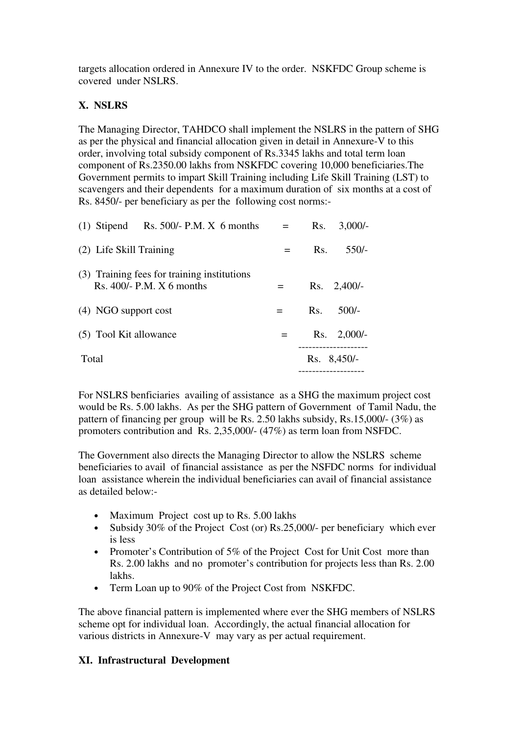targets allocation ordered in Annexure IV to the order. NSKFDC Group scheme is covered under NSLRS.

## X. NSLRS

The Managing Director, TAHDCO shall implement the NSLRS in the pattern of SHG as per the physical and financial allocation given in detail in Annexure-V to this order, involving total subsidy component of Rs.3345 lakhs and total term loan component of Rs.2350.00 lakhs from NSKFDC covering 10,000 beneficiaries.The Government permits to impart Skill Training including Life Skill Training (LST) to scavengers and their dependents for a maximum duration of six months at a cost of Rs. 8450/- per beneficiary as per the following cost norms:-

| | | |
|---|---|---|
| (1) Stipend Rs. 500/- P.M. X 6 months | = | Rs. 3,000/- |
| (2) Life Skill Training | = | Rs. 550/- |
| (3) Training fees for training institutions Rs. 400/- P.M. X 6 months | = | Rs. 2,400/- |
| (4) NGO support cost | = | Rs. 500/- |
| (5) Tool Kit allowance | = | Rs. 2,000/- |
| Total | | Rs. 8,450/- |

For NSLRS benficiaries availing of assistance as a SHG the maximum project cost would be Rs. 5.00 lakhs. As per the SHG pattern of Government of Tamil Nadu, the pattern of financing per group will be Rs. 2.50 lakhs subsidy, Rs.15,000/- (3%) as promoters contribution and Rs. 2,35,000/- (47%) as term loan from NSFDC.

The Government also directs the Managing Director to allow the NSLRS scheme beneficiaries to avail of financial assistance as per the NSFDC norms for individual loan assistance wherein the individual beneficiaries can avail of financial assistance as detailed below:-

- Maximum Project cost up to Rs. 5.00 lakhs
- Subsidy 30% of the Project Cost (or) Rs.25,000/- per beneficiary which ever is less
- Promoter's Contribution of 5% of the Project Cost for Unit Cost more than Rs. 2.00 lakhs and no promoter's contribution for projects less than Rs. 2.00 lakhs.
- Term Loan up to 90% of the Project Cost from NSKFDC.

The above financial pattern is implemented where ever the SHG members of NSLRS scheme opt for individual loan. Accordingly, the actual financial allocation for various districts in Annexure-V may vary as per actual requirement.

## XI. Infrastructural Development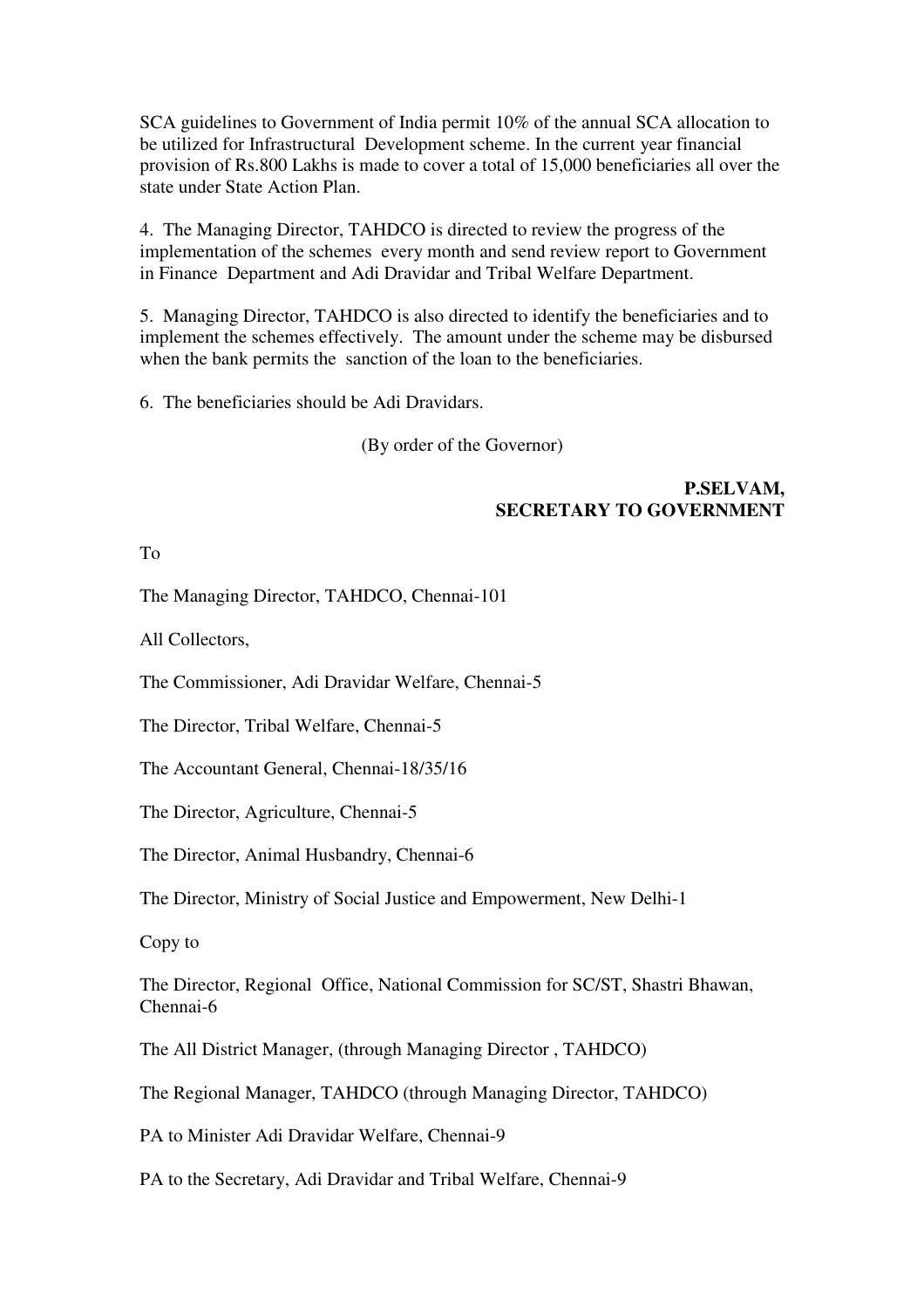SCA guidelines to Government of India permit 10% of the annual SCA allocation to be utilized for Infrastructural Development scheme. In the current year financial provision of Rs.800 Lakhs is made to cover a total of 15,000 beneficiaries all over the state under State Action Plan.

4. The Managing Director, TAHDCO is directed to review the progress of the implementation of the schemes every month and send review report to Government in Finance Department and Adi Dravidar and Tribal Welfare Department.

5. Managing Director, TAHDCO is also directed to identify the beneficiaries and to implement the schemes effectively. The amount under the scheme may be disbursed when the bank permits the sanction of the loan to the beneficiaries.

6. The beneficiaries should be Adi Dravidars.

(By order of the Governor)

**P.SELVAM,**
**SECRETARY TO GOVERNMENT**

To

The Managing Director, TAHDCO, Chennai-101

All Collectors,

The Commissioner, Adi Dravidar Welfare, Chennai-5

The Director, Tribal Welfare, Chennai-5

The Accountant General, Chennai-18/35/16

The Director, Agriculture, Chennai-5

The Director, Animal Husbandry, Chennai-6

The Director, Ministry of Social Justice and Empowerment, New Delhi-1

Copy to

The Director, Regional Office, National Commission for SC/ST, Shastri Bhawan, Chennai-6

The All District Manager, (through Managing Director , TAHDCO)

The Regional Manager, TAHDCO (through Managing Director, TAHDCO)

PA to Minister Adi Dravidar Welfare, Chennai-9

PA to the Secretary, Adi Dravidar and Tribal Welfare, Chennai-9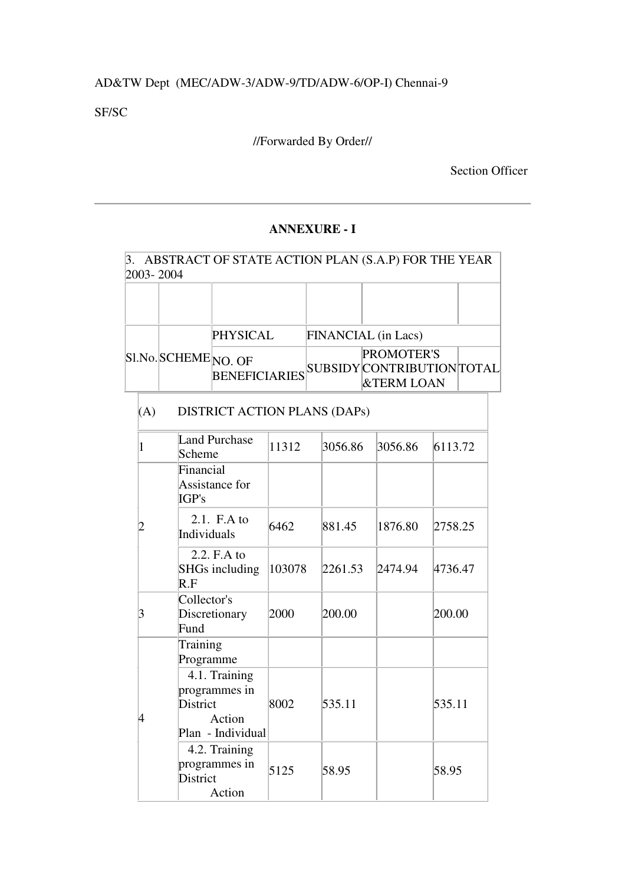AD&TW Dept (MEC/ADW-3/ADW-9/TD/ADW-6/OP-I) Chennai-9

SF/SC

//Forwarded By Order//

Section Officer

---

**ANNEXURE - I**

3. ABSTRACT OF STATE ACTION PLAN (S.A.P) FOR THE YEAR 2003- 2004

| Sl.No. | SCHEME | PHYSICAL | FINANCIAL (in Lacs) | | |
|---|---|---|---|---|---|
| | | NO. OF BENEFICIARIES | SUBSIDY | PROMOTER'S CONTRIBUTION &TERM LOAN | TOTAL |
| (A) | DISTRICT ACTION PLANS (DAPs) | | | | |
| 1 | Land Purchase Scheme | 11312 | 3056.86 | 3056.86 | 6113.72 |
| 2 | Financial Assistance for IGP's | | | | |
| | 2.1. F.A to Individuals | 6462 | 881.45 | 1876.80 | 2758.25 |
| | 2.2. F.A to SHGs including R.F | 103078 | 2261.53 | 2474.94 | 4736.47 |
| 3 | Collector's Discretionary Fund | 2000 | 200.00 | | 200.00 |
| 4 | Training Programme | | | | |
| | 4.1. Training programmes in District Action Plan - Individual | 8002 | 535.11 | | 535.11 |
| | 4.2. Training programmes in District Action | 5125 | 58.95 | | 58.95 |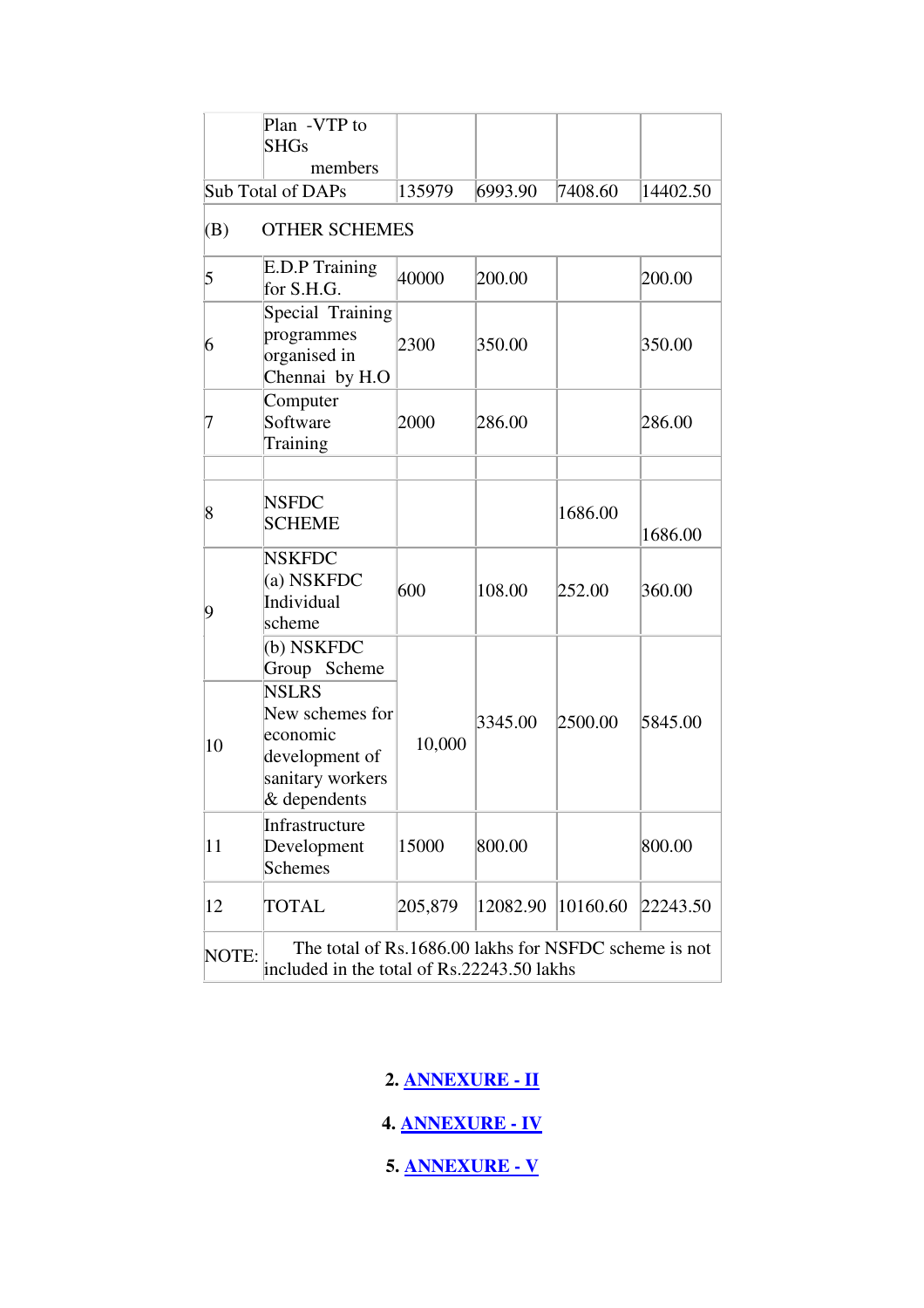| | | | | | |
|---|---|---|---|---|---|
| | Plan -VTP to SHGs members | | | | |
| Sub Total of DAPs | | 135979 | 6993.90 | 7408.60 | 14402.50 |
| (B) | OTHER SCHEMES | | | | |
| 5 | E.D.P Training for S.H.G. | 40000 | 200.00 | | 200.00 |
| 6 | Special Training programmes organised in Chennai by H.O | 2300 | 350.00 | | 350.00 |
| 7 | Computer Software Training | 2000 | 286.00 | | 286.00 |
| | | | | | |
| 8 | NSFDC SCHEME | | | 1686.00 | 1686.00 |
| 9 | NSKFDC (a) NSKFDC Individual scheme | 600 | 108.00 | 252.00 | 360.00 |
| | (b) NSKFDC Group Scheme | 10,000 | 3345.00 | 2500.00 | 5845.00 |
| 10 | NSLRS New schemes for economic development of sanitary workers & dependents | | | | |
| 11 | Infrastructure Development Schemes | 15000 | 800.00 | | 800.00 |
| 12 | TOTAL | 205,879 | 12082.90 | 10160.60 | 22243.50 |
| NOTE: | The total of Rs.1686.00 lakhs for NSFDC scheme is not included in the total of Rs.22243.50 lakhs | | | | |

**2. ANNEXURE - II**

**4. ANNEXURE - IV**

**5. ANNEXURE - V**